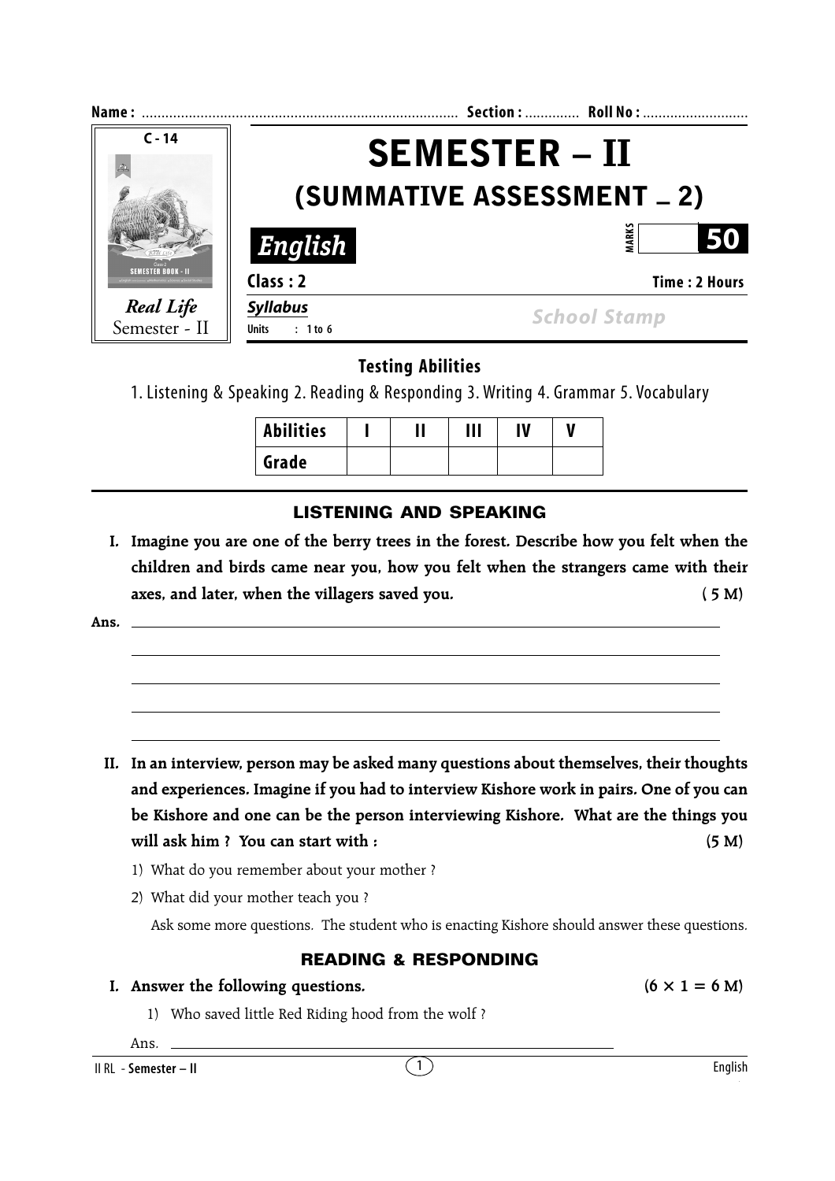Name : ................................................................................ Section : ............. Roll No : ...........................

C - 14

*Real Life*
Semester - II

# SEMESTER – II
## (SUMMATIVE ASSESSMENT – 2)

***English***

MARKS **50**

**Class : 2** **Time : 2 Hours**

***Syllabus***
**Units : 1 to 6**

*School Stamp*

### Testing Abilities

1. Listening & Speaking 2. Reading & Responding 3. Writing 4. Grammar 5. Vocabulary

| Abilities | I | II | III | IV | V |
|---|---|---|---|---|---|
| Grade | | | | | |

## LISTENING AND SPEAKING

**I. Imagine you are one of the berry trees in the forest. Describe how you felt when the children and birds came near you, how you felt when the strangers came with their axes, and later, when the villagers saved you. ( 5 M)**

**Ans.** ________________________________________________

________________________________________________

________________________________________________

________________________________________________

________________________________________________

**II. In an interview, person may be asked many questions about themselves, their thoughts and experiences. Imagine if you had to interview Kishore work in pairs. One of you can be Kishore and one can be the person interviewing Kishore. What are the things you will ask him ? You can start with : (5 M)**

1) What do you remember about your mother ?
2) What did your mother teach you ?

Ask some more questions. The student who is enacting Kishore should answer these questions.

## READING & RESPONDING

**I. Answer the following questions. $(6 \times 1 = 6 \text{ M})$**

1) Who saved little Red Riding hood from the wolf ?

Ans. ________________________________________________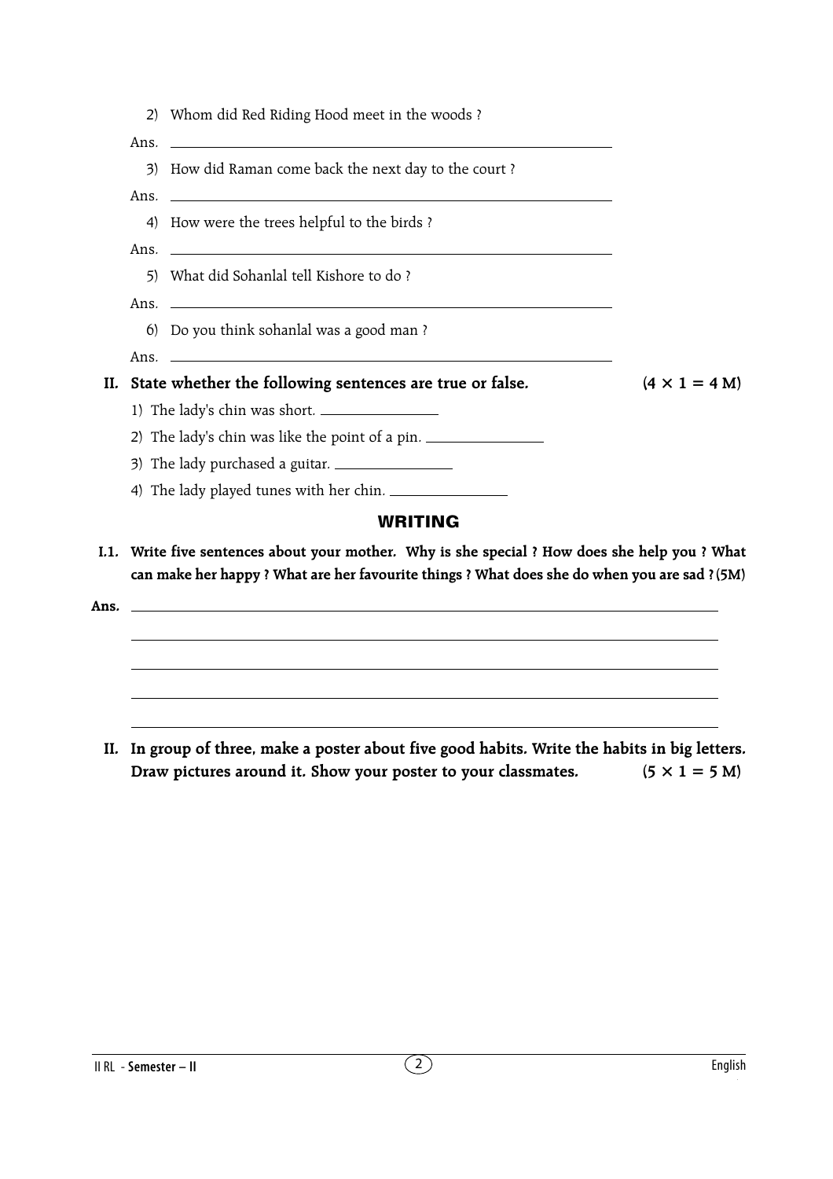2) Whom did Red Riding Hood meet in the woods ?

Ans. ______________________________________________

3) How did Raman come back the next day to the court ?

Ans. ______________________________________________

4) How were the trees helpful to the birds ?

Ans. ______________________________________________

5) What did Sohanlal tell Kishore to do ?

Ans. ______________________________________________

6) Do you think sohanlal was a good man ?

Ans. ______________________________________________

**II. State whether the following sentences are true or false. (4 × 1 = 4 M)**

1) The lady's chin was short. ____________

2) The lady's chin was like the point of a pin. ____________

3) The lady purchased a guitar. ____________

4) The lady played tunes with her chin. ____________

## WRITING

**I.1. Write five sentences about your mother. Why is she special ? How does she help you ? What can make her happy ? What are her favourite things ? What does she do when you are sad ? (5M)**

**Ans.** ______________________________________________

______________________________________________

______________________________________________

______________________________________________

______________________________________________

**II. In group of three, make a poster about five good habits. Write the habits in big letters. Draw pictures around it. Show your poster to your classmates. (5 × 1 = 5 M)**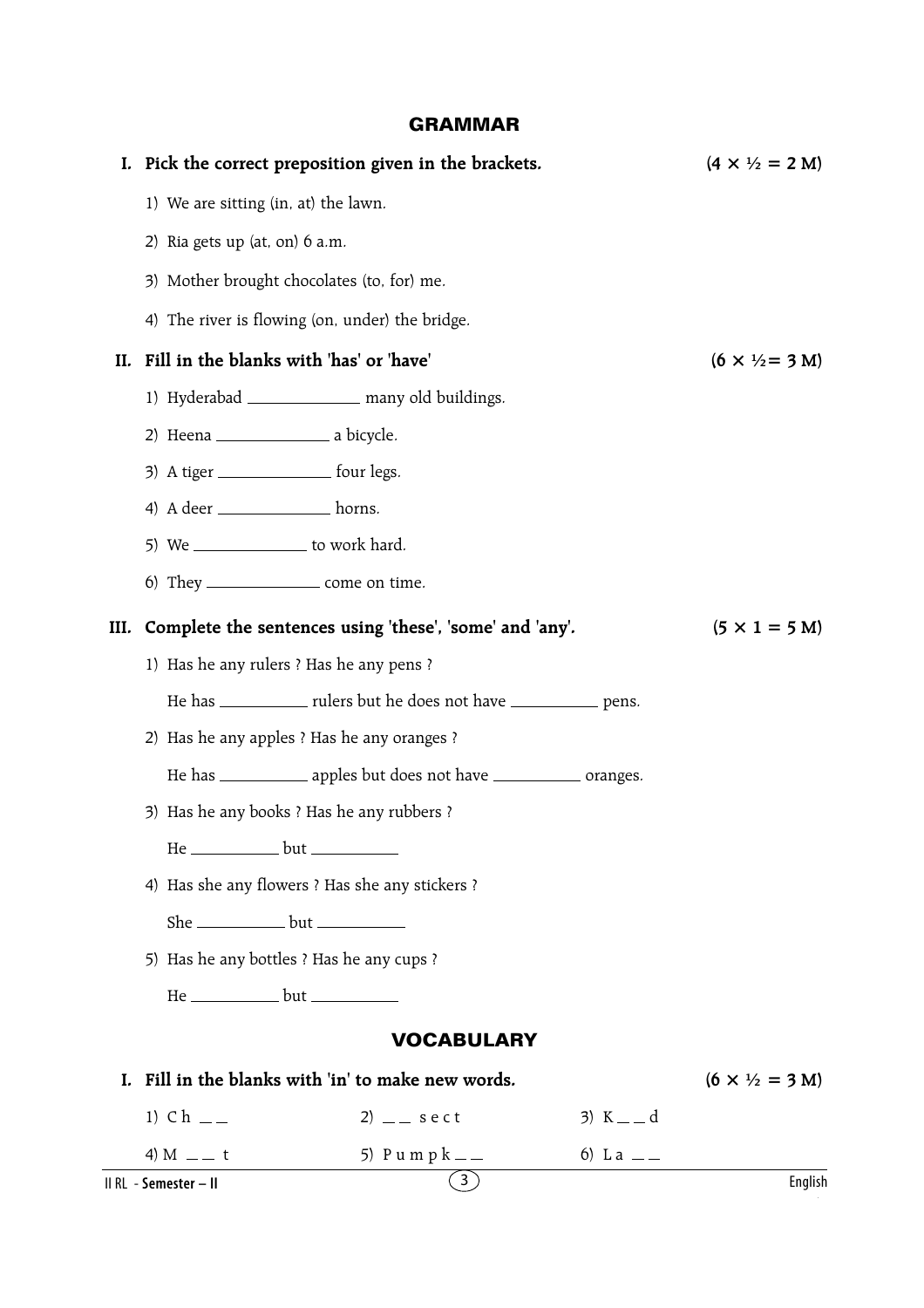## GRAMMAR

**I. Pick the correct preposition given in the brackets.** **(4 × ½ = 2 M)**

1) We are sitting (in, at) the lawn.
2) Ria gets up (at, on) 6 a.m.
3) Mother brought chocolates (to, for) me.
4) The river is flowing (on, under) the bridge.

**II. Fill in the blanks with 'has' or 'have'** **(6 × ½= 3 M)**

1) Hyderabad ____________ many old buildings.
2) Heena ____________ a bicycle.
3) A tiger ____________ four legs.
4) A deer ____________ horns.
5) We ____________ to work hard.
6) They ____________ come on time.

**III. Complete the sentences using 'these', 'some' and 'any'.** **(5 × 1 = 5 M)**

1) Has he any rulers ? Has he any pens ?

   He has __________ rulers but he does not have __________ pens.

2) Has he any apples ? Has he any oranges ?

   He has __________ apples but does not have __________ oranges.

3) Has he any books ? Has he any rubbers ?

   He __________ but __________

4) Has she any flowers ? Has she any stickers ?

   She __________ but __________

5) Has he any bottles ? Has he any cups ?

   He __________ but __________

## VOCABULARY

**I. Fill in the blanks with 'in' to make new words.** **(6 × ½ = 3 M)**

1) C h _ _  2) _ _ s e c t  3) K _ _ d

4) M _ _ t  5) P u m p k _ _  6) L a _ _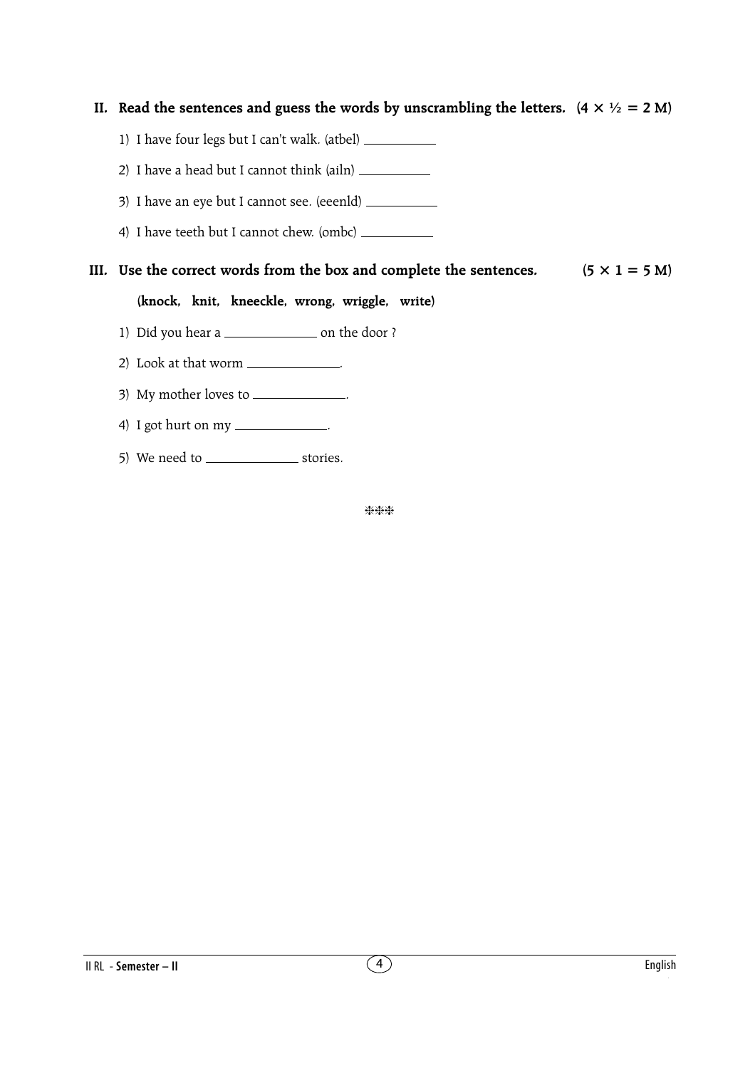**II. Read the sentences and guess the words by unscrambling the letters. (4 × ½ = 2 M)**

1) I have four legs but I can't walk. (atbel) __________

2) I have a head but I cannot think (ailn) __________

3) I have an eye but I cannot see. (eeenld) __________

4) I have teeth but I cannot chew. (ombc) __________

**III. Use the correct words from the box and complete the sentences. (5 × 1 = 5 M)**

**(knock, knit, kneeckle, wrong, wriggle, write)**

1) Did you hear a ____________ on the door ?

2) Look at that worm ____________.

3) My mother loves to ____________.

4) I got hurt on my ____________.

5) We need to ____________ stories.

***